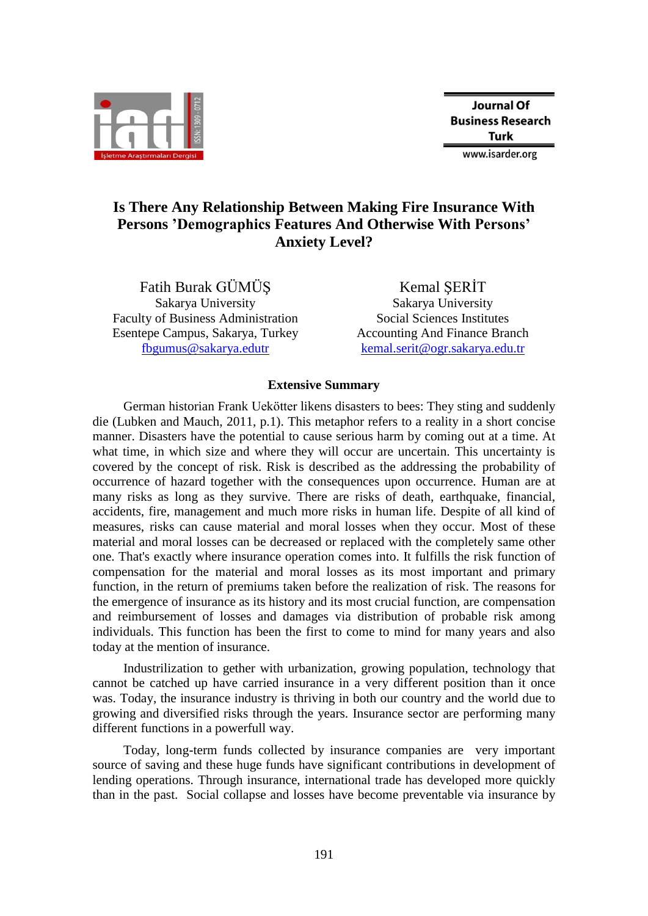# Is There Any Relationship Between Making Fire Insurance With Persons 'Demographics Features And Otherwise With Persons' Anxiety Level?

Fatih Burak GÜMÜŞ
Sakarya University
Faculty of Business Administration
Esentepe Campus, Sakarya, Turkey
fbgumus@sakarya.edutr

Kemal ŞERİT
Sakarya University
Social Sciences Institutes
Accounting And Finance Branch
kemal.serit@ogr.sakarya.edu.tr

## Extensive Summary

German historian Frank Uekötter likens disasters to bees: They sting and suddenly die (Lubken and Mauch, 2011, p.1). This metaphor refers to a reality in a short concise manner. Disasters have the potential to cause serious harm by coming out at a time. At what time, in which size and where they will occur are uncertain. This uncertainty is covered by the concept of risk. Risk is described as the addressing the probability of occurrence of hazard together with the consequences upon occurrence. Human are at many risks as long as they survive. There are risks of death, earthquake, financial, accidents, fire, management and much more risks in human life. Despite of all kind of measures, risks can cause material and moral losses when they occur. Most of these material and moral losses can be decreased or replaced with the completely same other one. That's exactly where insurance operation comes into. It fulfills the risk function of compensation for the material and moral losses as its most important and primary function, in the return of premiums taken before the realization of risk. The reasons for the emergence of insurance as its history and its most crucial function, are compensation and reimbursement of losses and damages via distribution of probable risk among individuals. This function has been the first to come to mind for many years and also today at the mention of insurance.

Industrilization to gether with urbanization, growing population, technology that cannot be catched up have carried insurance in a very different position than it once was. Today, the insurance industry is thriving in both our country and the world due to growing and diversified risks through the years. Insurance sector are performing many different functions in a powerfull way.

Today, long-term funds collected by insurance companies are very important source of saving and these huge funds have significant contributions in development of lending operations. Through insurance, international trade has developed more quickly than in the past. Social collapse and losses have become preventable via insurance by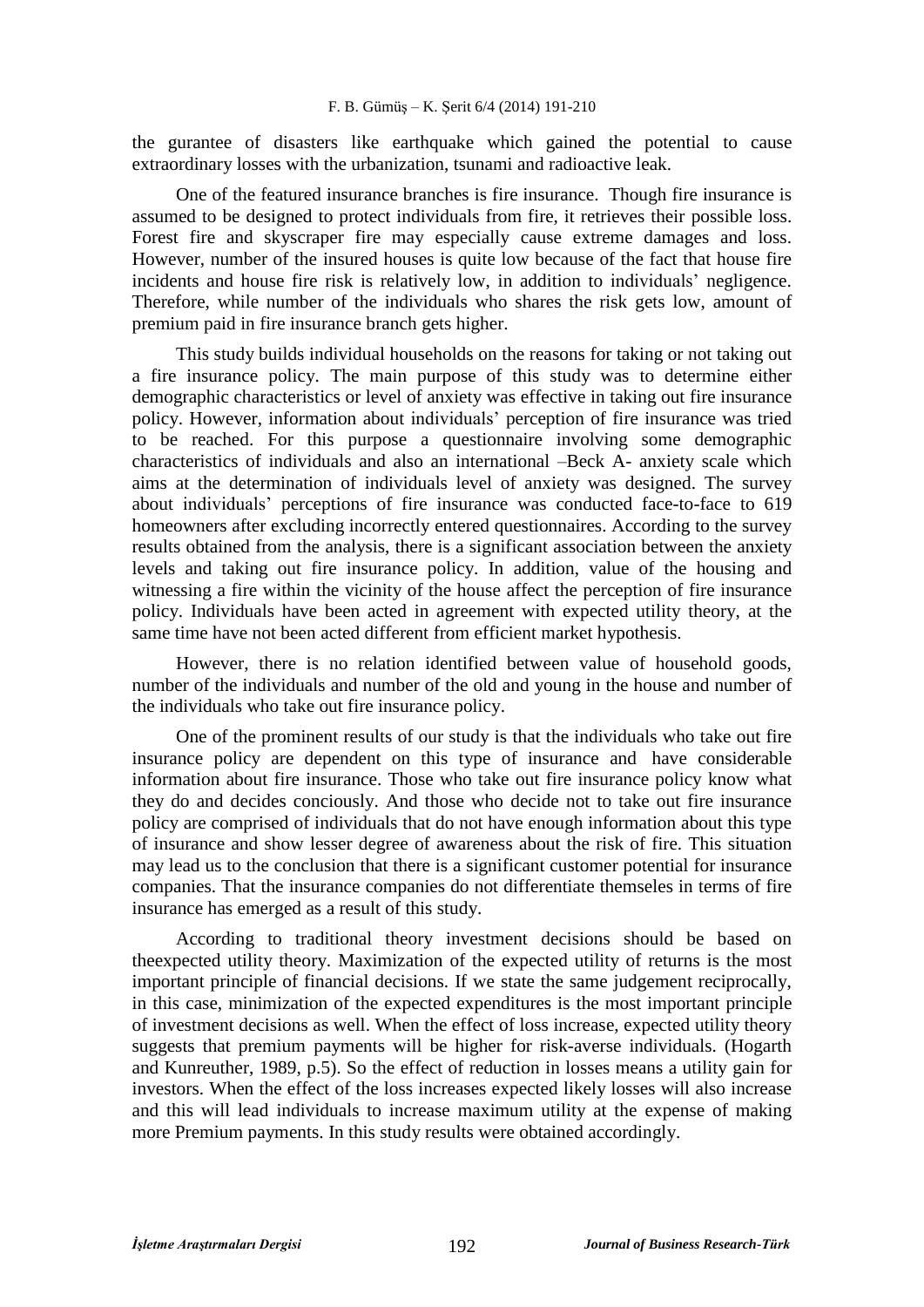the gurantee of disasters like earthquake which gained the potential to cause extraordinary losses with the urbanization, tsunami and radioactive leak.

One of the featured insurance branches is fire insurance. Though fire insurance is assumed to be designed to protect individuals from fire, it retrieves their possible loss. Forest fire and skyscraper fire may especially cause extreme damages and loss. However, number of the insured houses is quite low because of the fact that house fire incidents and house fire risk is relatively low, in addition to individuals' negligence. Therefore, while number of the individuals who shares the risk gets low, amount of premium paid in fire insurance branch gets higher.

This study builds individual households on the reasons for taking or not taking out a fire insurance policy. The main purpose of this study was to determine either demographic characteristics or level of anxiety was effective in taking out fire insurance policy. However, information about individuals' perception of fire insurance was tried to be reached. For this purpose a questionnaire involving some demographic characteristics of individuals and also an international –Beck A- anxiety scale which aims at the determination of individuals level of anxiety was designed. The survey about individuals' perceptions of fire insurance was conducted face-to-face to 619 homeowners after excluding incorrectly entered questionnaires. According to the survey results obtained from the analysis, there is a significant association between the anxiety levels and taking out fire insurance policy. In addition, value of the housing and witnessing a fire within the vicinity of the house affect the perception of fire insurance policy. Individuals have been acted in agreement with expected utility theory, at the same time have not been acted different from efficient market hypothesis.

However, there is no relation identified between value of household goods, number of the individuals and number of the old and young in the house and number of the individuals who take out fire insurance policy.

One of the prominent results of our study is that the individuals who take out fire insurance policy are dependent on this type of insurance and have considerable information about fire insurance. Those who take out fire insurance policy know what they do and decides conciously. And those who decide not to take out fire insurance policy are comprised of individuals that do not have enough information about this type of insurance and show lesser degree of awareness about the risk of fire. This situation may lead us to the conclusion that there is a significant customer potential for insurance companies. That the insurance companies do not differentiate themseles in terms of fire insurance has emerged as a result of this study.

According to traditional theory investment decisions should be based on theexpected utility theory. Maximization of the expected utility of returns is the most important principle of financial decisions. If we state the same judgement reciprocally, in this case, minimization of the expected expenditures is the most important principle of investment decisions as well. When the effect of loss increase, expected utility theory suggests that premium payments will be higher for risk-averse individuals. (Hogarth and Kunreuther, 1989, p.5). So the effect of reduction in losses means a utility gain for investors. When the effect of the loss increases expected likely losses will also increase and this will lead individuals to increase maximum utility at the expense of making more Premium payments. In this study results were obtained accordingly.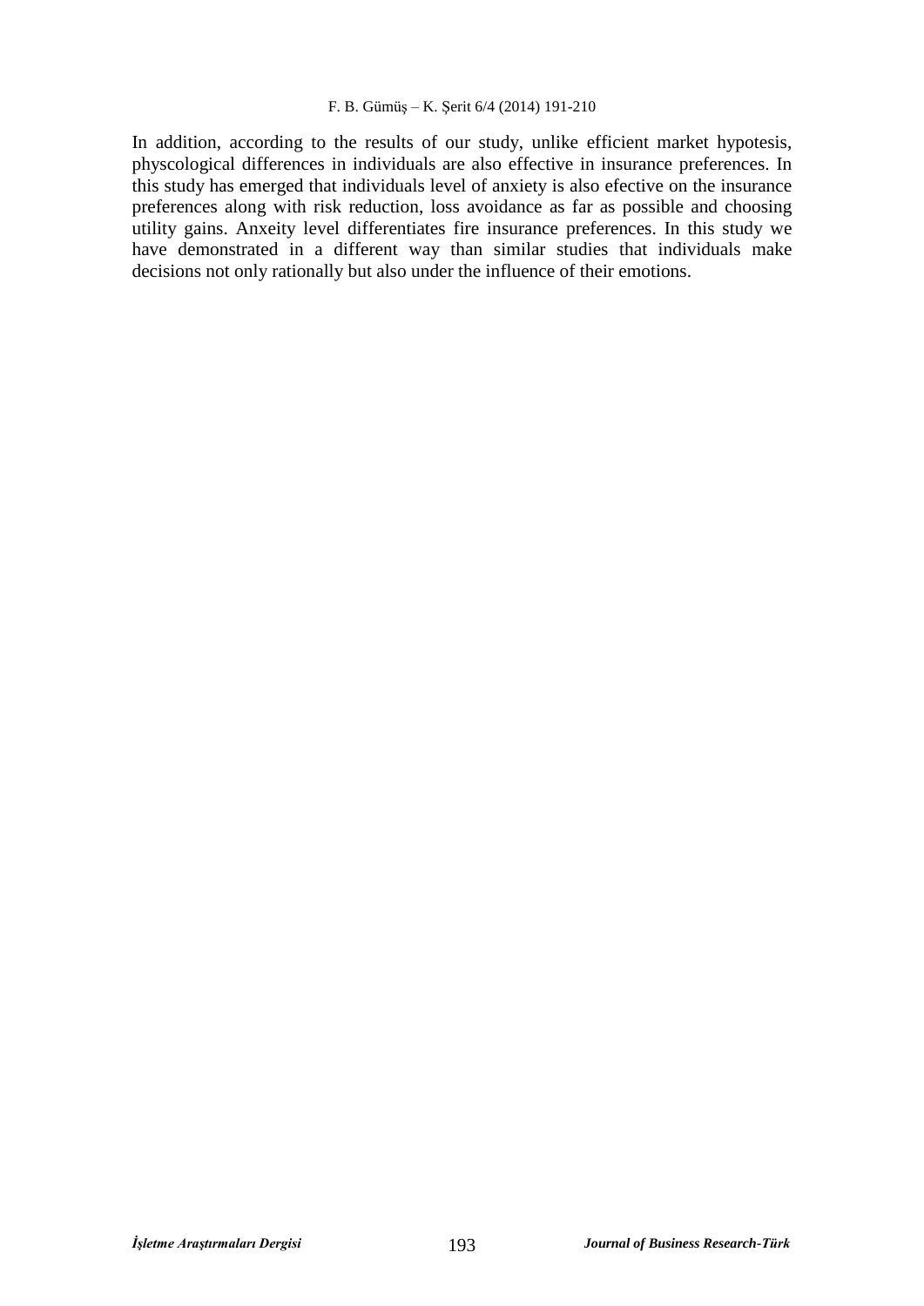In addition, according to the results of our study, unlike efficient market hypotesis, physcological differences in individuals are also effective in insurance preferences. In this study has emerged that individuals level of anxiety is also efective on the insurance preferences along with risk reduction, loss avoidance as far as possible and choosing utility gains. Anxeity level differentiates fire insurance preferences. In this study we have demonstrated in a different way than similar studies that individuals make decisions not only rationally but also under the influence of their emotions.